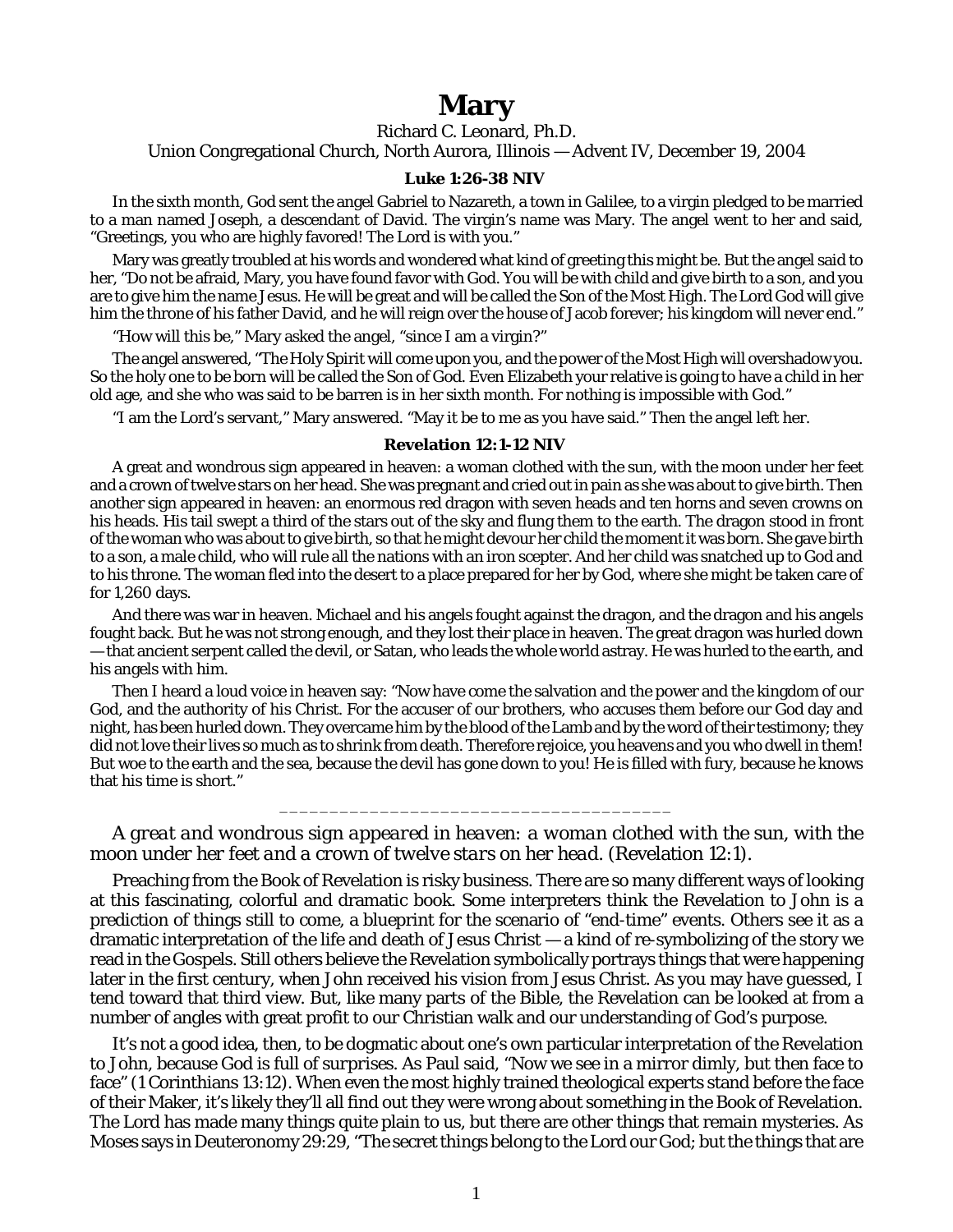# Mary

Richard C. Leonard, Ph.D.

Union Congregational Church, North Aurora, Illinois — Advent IV, December 19, 2004

### Luke 1:26-38 NIV

In the sixth month, God sent the angel Gabriel to Nazareth, a town in Galilee, to a virgin pledged to be married to a man named Joseph, a descendant of David. The virgin's name was Mary. The angel went to her and said, "Greetings, you who are highly favored! The Lord is with you."

Mary was greatly troubled at his words and wondered what kind of greeting this might be. But the angel said to her, "Do not be afraid, Mary, you have found favor with God. You will be with child and give birth to a son, and you are to give him the name Jesus. He will be great and will be called the Son of the Most High. The Lord God will give him the throne of his father David, and he will reign over the house of Jacob forever; his kingdom will never end."

"How will this be," Mary asked the angel, "since I am a virgin?"

The angel answered, "The Holy Spirit will come upon you, and the power of the Most High will overshadow you. So the holy one to be born will be called the Son of God. Even Elizabeth your relative is going to have a child in her old age, and she who was said to be barren is in her sixth month. For nothing is impossible with God."

"I am the Lord's servant," Mary answered. "May it be to me as you have said." Then the angel left her.

### Revelation 12:1-12 NIV

A great and wondrous sign appeared in heaven: a woman clothed with the sun, with the moon under her feet and a crown of twelve stars on her head. She was pregnant and cried out in pain as she was about to give birth. Then another sign appeared in heaven: an enormous red dragon with seven heads and ten horns and seven crowns on his heads. His tail swept a third of the stars out of the sky and flung them to the earth. The dragon stood in front of the woman who was about to give birth, so that he might devour her child the moment it was born. She gave birth to a son, a male child, who will rule all the nations with an iron scepter. And her child was snatched up to God and to his throne. The woman fled into the desert to a place prepared for her by God, where she might be taken care of for 1,260 days.

And there was war in heaven. Michael and his angels fought against the dragon, and the dragon and his angels fought back. But he was not strong enough, and they lost their place in heaven. The great dragon was hurled down — that ancient serpent called the devil, or Satan, who leads the whole world astray. He was hurled to the earth, and his angels with him.

Then I heard a loud voice in heaven say: "Now have come the salvation and the power and the kingdom of our God, and the authority of his Christ. For the accuser of our brothers, who accuses them before our God day and night, has been hurled down. They overcame him by the blood of the Lamb and by the word of their testimony; they did not love their lives so much as to shrink from death. Therefore rejoice, you heavens and you who dwell in them! But woe to the earth and the sea, because the devil has gone down to you! He is filled with fury, because he knows that his time is short."

---

*A great and wondrous sign appeared in heaven: a woman clothed with the sun, with the moon under her feet and a crown of twelve stars on her head.* (Revelation 12:1).

Preaching from the Book of Revelation is risky business. There are so many different ways of looking at this fascinating, colorful and dramatic book. Some interpreters think the Revelation to John is a prediction of things still to come, a blueprint for the scenario of "end-time" events. Others see it as a dramatic interpretation of the life and death of Jesus Christ — a kind of re-symbolizing of the story we read in the Gospels. Still others believe the Revelation symbolically portrays things that were happening later in the first century, when John received his vision from Jesus Christ. As you may have guessed, I tend toward that third view. But, like many parts of the Bible, the Revelation can be looked at from a number of angles with great profit to our Christian walk and our understanding of God's purpose.

It's not a good idea, then, to be dogmatic about one's own particular interpretation of the Revelation to John, because God is full of surprises. As Paul said, "Now we see in a mirror dimly, but then face to face" (1 Corinthians 13:12). When even the most highly trained theological experts stand before the face of their Maker, it's likely they'll all find out they were wrong about something in the Book of Revelation. The Lord has made many things quite plain to us, but there are other things that remain mysteries. As Moses says in Deuteronomy 29:29, "The secret things belong to the Lord our God; but the things that are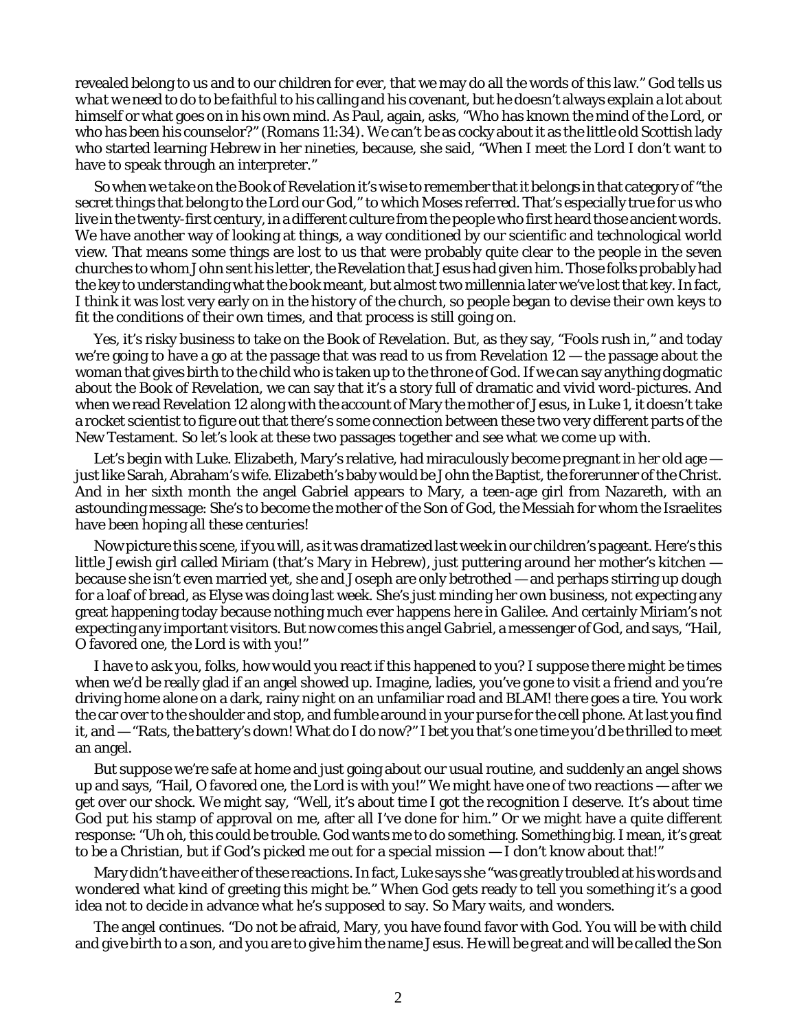revealed belong to us and to our children for ever, that we may do all the words of this law." God tells us *what we* need to do to be faithful to his calling and his covenant, but he doesn't always explain a lot about himself or what goes on in his own mind. As Paul, again, asks, "Who has known the mind of the Lord, or who has been his counselor?" (Romans 11:34). We can't be as cocky about it as the little old Scottish lady who started learning Hebrew in her nineties, because, she said, "When I meet the Lord I don't want to have to speak through an interpreter."

So when we take on the Book of Revelation it's wise to remember that it belongs in that category of "the secret things that belong to the Lord our God," to which Moses referred. That's especially true for us who live in the twenty-first century, in a different culture from the people who first heard those ancient words. We have another way of looking at things, a way conditioned by our scientific and technological world view. That means some things are lost to us that were probably quite clear to the people in the seven churches to whom John sent his letter, the Revelation that Jesus had given him. Those folks probably had the key to understanding what the book meant, but almost two millennia later we've lost that key. In fact, I think it was lost very early on in the history of the church, so people began to devise their own keys to fit the conditions of their own times, and that process is still going on.

Yes, it's risky business to take on the Book of Revelation. But, as they say, "Fools rush in," and today we're going to have a go at the passage that was read to us from Revelation 12 — the passage about the woman that gives birth to the child who is taken up to the throne of God. If we can say anything dogmatic about the Book of Revelation, we can say that it's a story full of dramatic and vivid word-pictures. And when we read Revelation 12 along with the account of Mary the mother of Jesus, in Luke 1, it doesn't take a rocket scientist to figure out that there's some connection between these two very different parts of the New Testament. So let's look at these two passages together and see what we come up with.

Let's begin with Luke. Elizabeth, Mary's relative, had miraculously become pregnant in her old age — just like Sarah, Abraham's wife. Elizabeth's baby would be John the Baptist, the forerunner of the Christ. And in her sixth month the angel Gabriel appears to Mary, a teen-age girl from Nazareth, with an astounding message: She's to become the mother of the Son of God, the Messiah for whom the Israelites have been hoping all these centuries!

Now picture this scene, if you will, as it was dramatized last week in our children's pageant. Here's this little Jewish girl called Miriam (that's Mary in Hebrew), just puttering around her mother's kitchen — because she isn't even married yet, she and Joseph are only betrothed — and perhaps stirring up dough for a loaf of bread, as Elyse was doing last week. She's just minding her own business, not expecting any great happening today because nothing much ever happens here in Galilee. And certainly Miriam's not expecting any important visitors. But now comes this *angel Gabriel*, a messenger of God, and says, "Hail, O favored one, the Lord is with you!"

I have to ask you, folks, how would you react if this happened to you? I suppose there might be times when we'd be really glad if an angel showed up. Imagine, ladies, you've gone to visit a friend and you're driving home alone on a dark, rainy night on an unfamiliar road and BLAM! there goes a tire. You work the car over to the shoulder and stop, and fumble around in your purse for the cell phone. At last you find it, and — "Rats, the battery's down! What do I do now?" I bet you that's one time you'd be thrilled to meet an angel.

But suppose we're safe at home and just going about our usual routine, and suddenly an angel shows up and says, "Hail, O favored one, the Lord is with you!" We might have one of two reactions — after we get over our shock. We might say, "Well, it's about time I got the recognition I deserve. It's about time God put his stamp of approval on me, after all I've done for him." Or we might have a quite different response: "Uh oh, this could be trouble. God wants me to do something. Something big. I mean, it's great to be a Christian, but if God's picked me out for a special mission — I don't know about that!"

Mary didn't have either of these reactions. In fact, Luke says she "was greatly troubled at his words and wondered what kind of greeting this might be." When God gets ready to tell you something it's a good idea not to decide in advance what he's supposed to say. So Mary waits, and wonders.

The angel continues. "Do not be afraid, Mary, you have found favor with God. You will be with child and give birth to a son, and you are to give him the name Jesus. He will be great and will be called the Son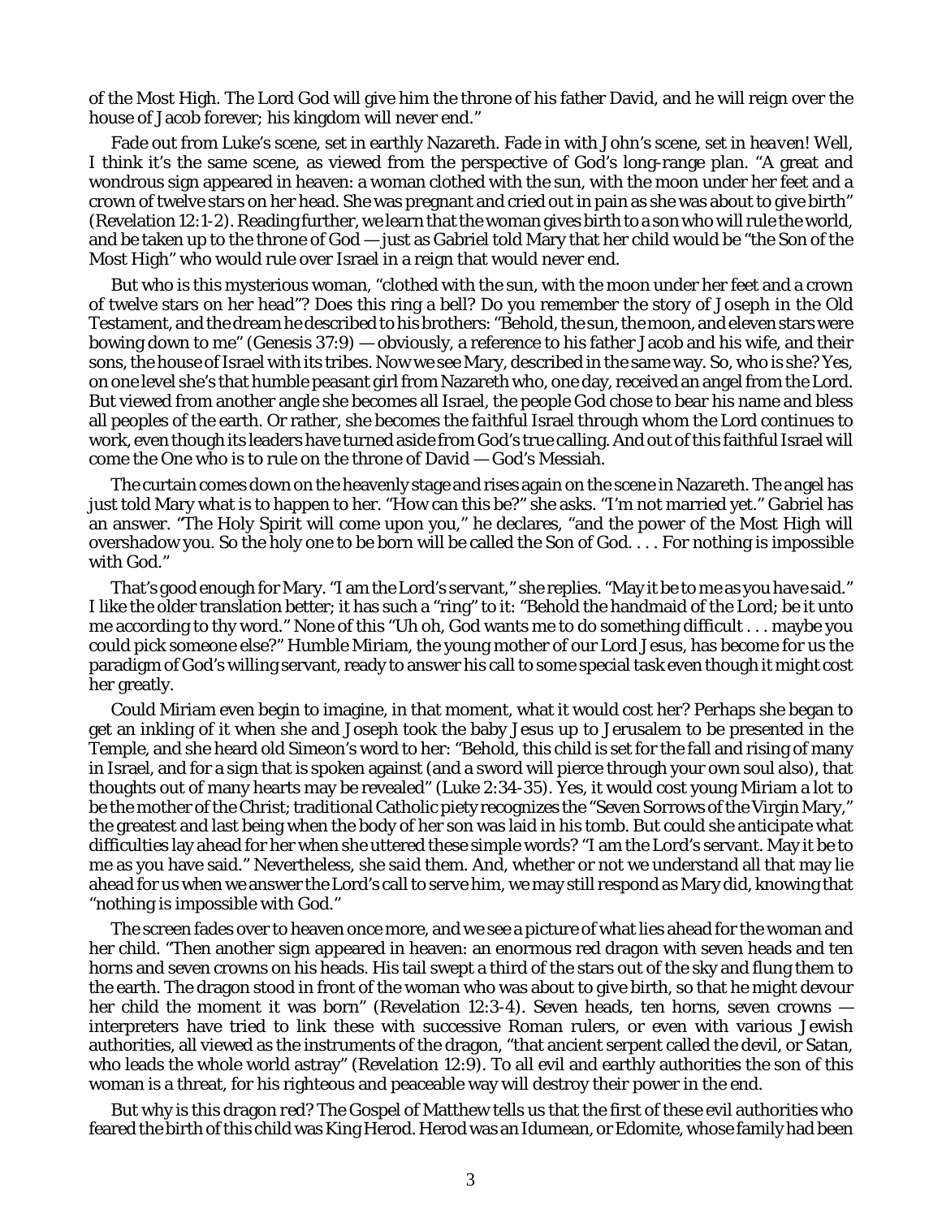of the Most High. The Lord God will give him the throne of his father David, and he will reign over the house of Jacob forever; his kingdom will never end."

Fade out from Luke's scene, set in earthly Nazareth. Fade in with John's scene, set in *heaven*! Well, I think it's the same scene, as viewed from the perspective of God's long-range plan. "A great and wondrous sign appeared in heaven: a woman clothed with the sun, with the moon under her feet and a crown of twelve stars on her head. She was pregnant and cried out in pain as she was about to give birth" (Revelation 12:1-2). Reading further, we learn that the woman gives birth to a son who will rule the world, and be taken up to the throne of God — just as Gabriel told Mary that her child would be "the Son of the Most High" who would rule over Israel in a reign that would never end.

But who is this mysterious woman, "clothed with the sun, with the moon under her feet and a crown of twelve stars on her head"? Does this ring a bell? Do you remember the story of Joseph in the Old Testament, and the dream he described to his brothers: "Behold, the sun, the moon, and eleven stars were bowing down to me" (Genesis 37:9) — obviously, a reference to his father Jacob and his wife, and their sons, the house of Israel with its tribes. Now we see Mary, described in the same way. So, who is she? Yes, on one level she's that humble peasant girl from Nazareth who, one day, received an angel from the Lord. But viewed from another angle she becomes all Israel, the people God chose to bear his name and bless all peoples of the earth. Or rather, she becomes the *faithful* Israel through whom the Lord continues to work, even though its leaders have turned aside from God's true calling. And out of this faithful Israel will come the One who is to rule on the throne of David — God's Messiah.

The curtain comes down on the heavenly stage and rises again on the scene in Nazareth. The angel has just told Mary what is to happen to her. "How can this be?" she asks. "I'm not married yet." Gabriel has an answer. "The Holy Spirit will come upon you," he declares, "and the power of the Most High will overshadow you. So the holy one to be born will be called the Son of God. . . . For nothing is impossible with God."

That's good enough for Mary. "I am the Lord's servant," she replies. "May it be to me as you have said." I like the older translation better; it has such a "ring" to it: "Behold the handmaid of the Lord; be it unto me according to thy word." None of this "Uh oh, God wants me to do something difficult . . . maybe you could pick someone else?" Humble Miriam, the young mother of our Lord Jesus, has become for us the paradigm of God's willing servant, ready to answer his call to some special task even though it might cost her greatly.

Could Miriam even begin to imagine, in that moment, what it would cost her? Perhaps she began to get an inkling of it when she and Joseph took the baby Jesus up to Jerusalem to be presented in the Temple, and she heard old Simeon's word to her: "Behold, this child is set for the fall and rising of many in Israel, and for a sign that is spoken against (and a sword will pierce through your own soul also), that thoughts out of many hearts may be revealed" (Luke 2:34-35). Yes, it would cost young Miriam a lot to be the mother of the Christ; traditional Catholic piety recognizes the "Seven Sorrows of the Virgin Mary," the greatest and last being when the body of her son was laid in his tomb. But could she anticipate what difficulties lay ahead for her when she uttered these simple words? "I am the Lord's servant. May it be to me as you have said." Nevertheless, she *said* them. And, whether or not we understand all that may lie ahead for us when we answer the Lord's call to serve him, we may still respond as Mary did, knowing that "nothing is impossible with God."

The screen fades over to heaven once more, and we see a picture of what lies ahead for the woman and her child. "Then another sign appeared in heaven: an enormous red dragon with seven heads and ten horns and seven crowns on his heads. His tail swept a third of the stars out of the sky and flung them to the earth. The dragon stood in front of the woman who was about to give birth, so that he might devour her child the moment it was born" (Revelation 12:3-4). Seven heads, ten horns, seven crowns — interpreters have tried to link these with successive Roman rulers, or even with various Jewish authorities, all viewed as the instruments of the dragon, "that ancient serpent called the devil, or Satan, who leads the whole world astray" (Revelation 12:9). To all evil and earthly authorities the son of this woman is a threat, for his righteous and peaceable way will destroy their power in the end.

But why is this dragon red? The Gospel of Matthew tells us that the first of these evil authorities who feared the birth of this child was King Herod. Herod was an Idumean, or Edomite, whose family had been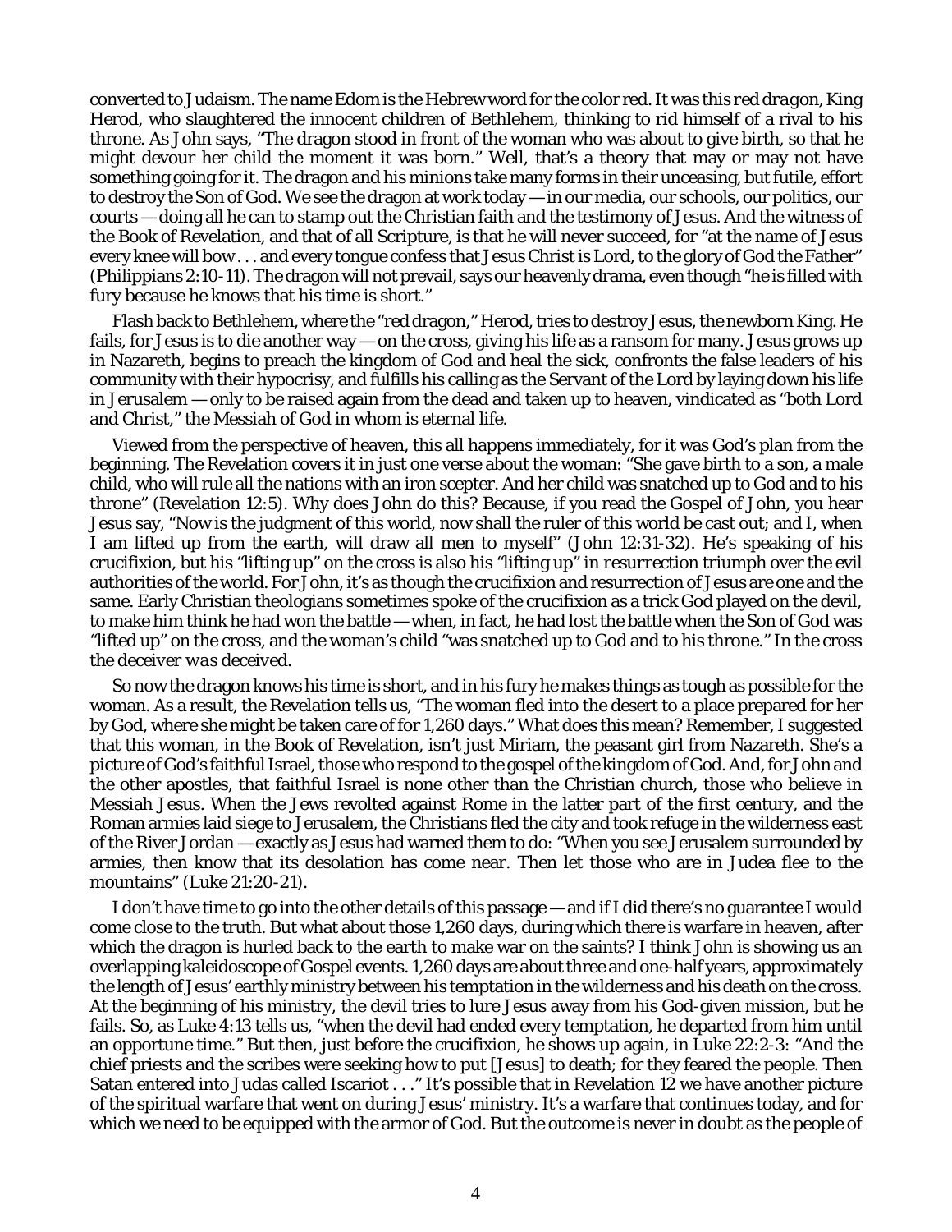converted to Judaism. The name Edom is the Hebrew word for the color red. It was this *red dragon*, King Herod, who slaughtered the innocent children of Bethlehem, thinking to rid himself of a rival to his throne. As John says, "The dragon stood in front of the woman who was about to give birth, so that he might devour her child the moment it was born." Well, that's a theory that may or may not have something going for it. The dragon and his minions take many forms in their unceasing, but futile, effort to destroy the Son of God. We see the dragon at work today — in our media, our schools, our politics, our courts — doing all he can to stamp out the Christian faith and the testimony of Jesus. And the witness of the Book of Revelation, and that of all Scripture, is that he will never succeed, for "at the name of Jesus every knee will bow . . . and every tongue confess that Jesus Christ is Lord, to the glory of God the Father" (Philippians 2:10-11). The dragon will not prevail, says our heavenly drama, even though "he is filled with fury because he knows that his time is short."

Flash back to Bethlehem, where the "red dragon," Herod, tries to destroy Jesus, the newborn King. He fails, for Jesus is to die another way — on the cross, giving his life as a ransom for many. Jesus grows up in Nazareth, begins to preach the kingdom of God and heal the sick, confronts the false leaders of his community with their hypocrisy, and fulfills his calling as the Servant of the Lord by laying down his life in Jerusalem — only to be raised again from the dead and taken up to heaven, vindicated as "both Lord and Christ," the Messiah of God in whom is eternal life.

Viewed from the perspective of heaven, this all happens immediately, for it was God's plan from the beginning. The Revelation covers it in just one verse about the woman: "She gave birth to a son, a male child, who will rule all the nations with an iron scepter. And her child was snatched up to God and to his throne" (Revelation 12:5). Why does John do this? Because, if you read the Gospel of John, you hear Jesus say, "Now is the judgment of this world, now shall the ruler of this world be cast out; and I, when I am lifted up from the earth, will draw all men to myself" (John 12:31-32). He's speaking of his crucifixion, but his "lifting up" on the cross is also his "lifting up" in *resurrection* triumph over the evil authorities of the world. For John, it's as though the crucifixion and resurrection of Jesus are one and the same. Early Christian theologians sometimes spoke of the crucifixion as a trick God played on the devil, to make him think he had won the battle — when, in fact, he had lost the battle when the Son of God was "lifted up" on the cross, and the woman's child "was snatched up to God and to his throne." In the cross *the deceiver was deceived*.

So now the dragon knows his time is short, and in his fury he makes things as tough as possible for the woman. As a result, the Revelation tells us, "The woman fled into the desert to a place prepared for her by God, where she might be taken care of for 1,260 days." What does this mean? Remember, I suggested that this woman, in the Book of Revelation, isn't just Miriam, the peasant girl from Nazareth. She's a picture of God's faithful Israel, those who respond to the gospel of the kingdom of God. And, for John and the other apostles, that faithful Israel is none other than the Christian church, those who believe in Messiah Jesus. When the Jews revolted against Rome in the latter part of the first century, and the Roman armies laid siege to Jerusalem, the Christians fled the city and took refuge in the wilderness east of the River Jordan — exactly as Jesus had warned them to do: "When you see Jerusalem surrounded by armies, then know that its desolation has come near. Then let those who are in Judea flee to the mountains" (Luke 21:20-21).

I don't have time to go into the other details of this passage — and if I did there's no guarantee I would come close to the truth. But what about those 1,260 days, during which there is warfare in heaven, after which the dragon is hurled back to the earth to make war on the saints? I think John is showing us an overlapping kaleidoscope of Gospel events. 1,260 days are about three and one-half years, approximately the length of Jesus' earthly ministry between his temptation in the wilderness and his death on the cross. At the beginning of his ministry, the devil tries to lure Jesus away from his God-given mission, but he fails. So, as Luke 4:13 tells us, "when the devil had ended every temptation, he departed from him until an opportune time." But then, just before the crucifixion, he shows up again, in Luke 22:2-3: "And the chief priests and the scribes were seeking how to put [Jesus] to death; for they feared the people. Then Satan entered into Judas called Iscariot . . ." It's possible that in Revelation 12 we have another picture of the spiritual warfare that went on during Jesus' ministry. It's a warfare that continues today, and for which we need to be equipped with the armor of God. But the outcome is never in doubt as the people of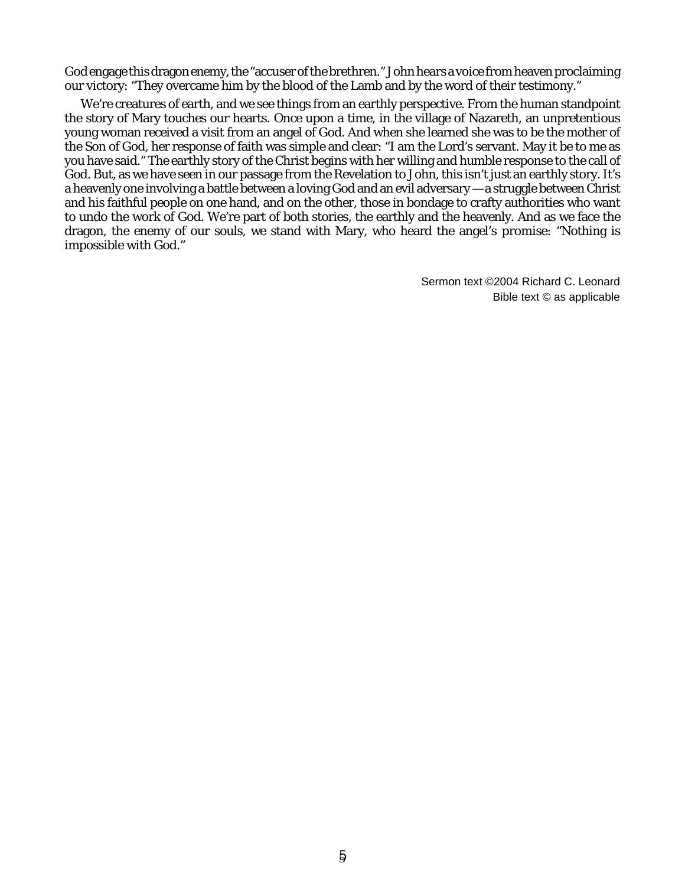God engage this dragon enemy, the "accuser of the brethren." John hears a voice from heaven proclaiming our victory: "They overcame him by the blood of the Lamb and by the word of their testimony."

We're creatures of earth, and we see things from an earthly perspective. From the human standpoint the story of Mary touches our hearts. Once upon a time, in the village of Nazareth, an unpretentious young woman received a visit from an angel of God. And when she learned she was to be the mother of the Son of God, her response of faith was simple and clear: "I am the Lord's servant. May it be to me as you have said." The earthly story of the Christ begins with her willing and humble response to the call of God. But, as we have seen in our passage from the Revelation to John, this isn't just an earthly story. It's a heavenly one involving a battle between a loving God and an evil adversary — a struggle between Christ and his faithful people on one hand, and on the other, those in bondage to crafty authorities who want to undo the work of God. We're part of both stories, the earthly and the heavenly. And as we face the dragon, the enemy of our souls, we stand with Mary, who heard the angel's promise: "Nothing is impossible with God."

Sermon text ©2004 Richard C. Leonard
Bible text © as applicable